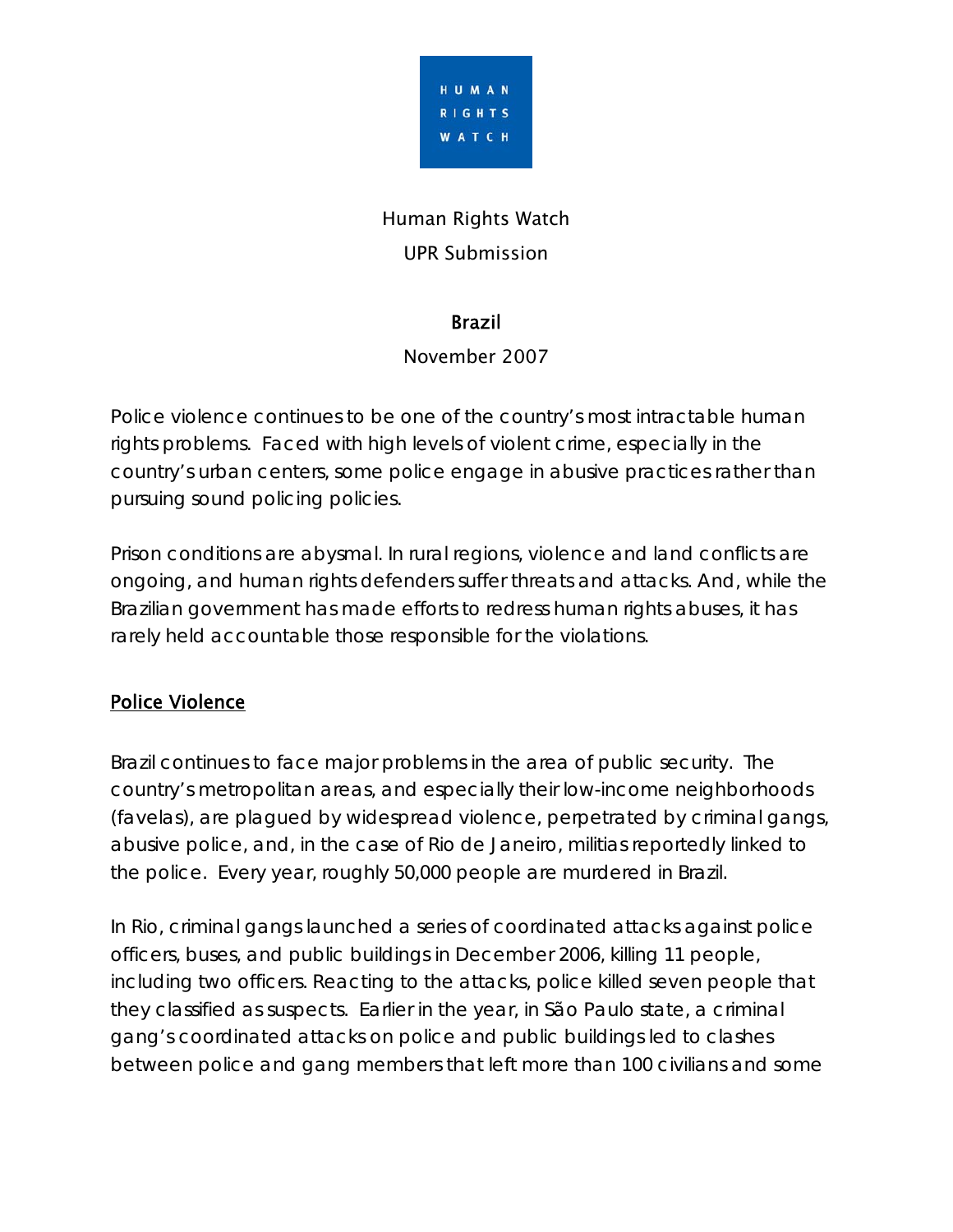Human Rights Watch

UPR Submission

# Brazil

November 2007

Police violence continues to be one of the country's most intractable human rights problems. Faced with high levels of violent crime, especially in the country's urban centers, some police engage in abusive practices rather than pursuing sound policing policies.

Prison conditions are abysmal. In rural regions, violence and land conflicts are ongoing, and human rights defenders suffer threats and attacks. And, while the Brazilian government has made efforts to redress human rights abuses, it has rarely held accountable those responsible for the violations.

## Police Violence

Brazil continues to face major problems in the area of public security. The country's metropolitan areas, and especially their low-income neighborhoods (favelas), are plagued by widespread violence, perpetrated by criminal gangs, abusive police, and, in the case of Rio de Janeiro, militias reportedly linked to the police. Every year, roughly 50,000 people are murdered in Brazil.

In Rio, criminal gangs launched a series of coordinated attacks against police officers, buses, and public buildings in December 2006, killing 11 people, including two officers. Reacting to the attacks, police killed seven people that they classified as suspects. Earlier in the year, in São Paulo state, a criminal gang's coordinated attacks on police and public buildings led to clashes between police and gang members that left more than 100 civilians and some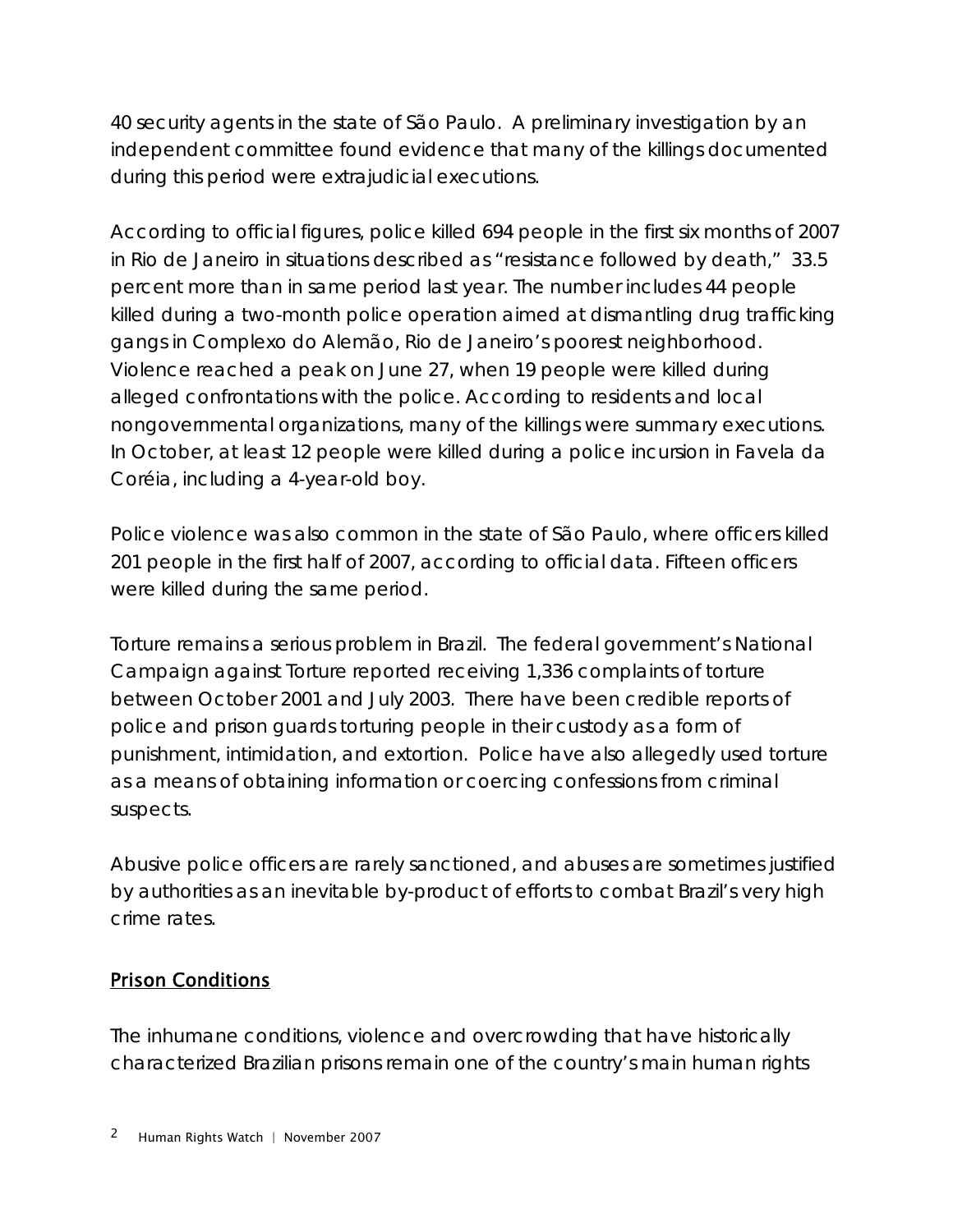40 security agents in the state of São Paulo. A preliminary investigation by an independent committee found evidence that many of the killings documented during this period were extrajudicial executions.

According to official figures, police killed 694 people in the first six months of 2007 in Rio de Janeiro in situations described as "resistance followed by death," 33.5 percent more than in same period last year. The number includes 44 people killed during a two-month police operation aimed at dismantling drug trafficking gangs in Complexo do Alemão, Rio de Janeiro's poorest neighborhood. Violence reached a peak on June 27, when 19 people were killed during alleged confrontations with the police. According to residents and local nongovernmental organizations, many of the killings were summary executions. In October, at least 12 people were killed during a police incursion in Favela da Coréia, including a 4-year-old boy.

Police violence was also common in the state of São Paulo, where officers killed 201 people in the first half of 2007, according to official data. Fifteen officers were killed during the same period.

Torture remains a serious problem in Brazil. The federal government's National Campaign against Torture reported receiving 1,336 complaints of torture between October 2001 and July 2003. There have been credible reports of police and prison guards torturing people in their custody as a form of punishment, intimidation, and extortion. Police have also allegedly used torture as a means of obtaining information or coercing confessions from criminal suspects.

Abusive police officers are rarely sanctioned, and abuses are sometimes justified by authorities as an inevitable by-product of efforts to combat Brazil's very high crime rates.

## Prison Conditions

The inhumane conditions, violence and overcrowding that have historically characterized Brazilian prisons remain one of the country's main human rights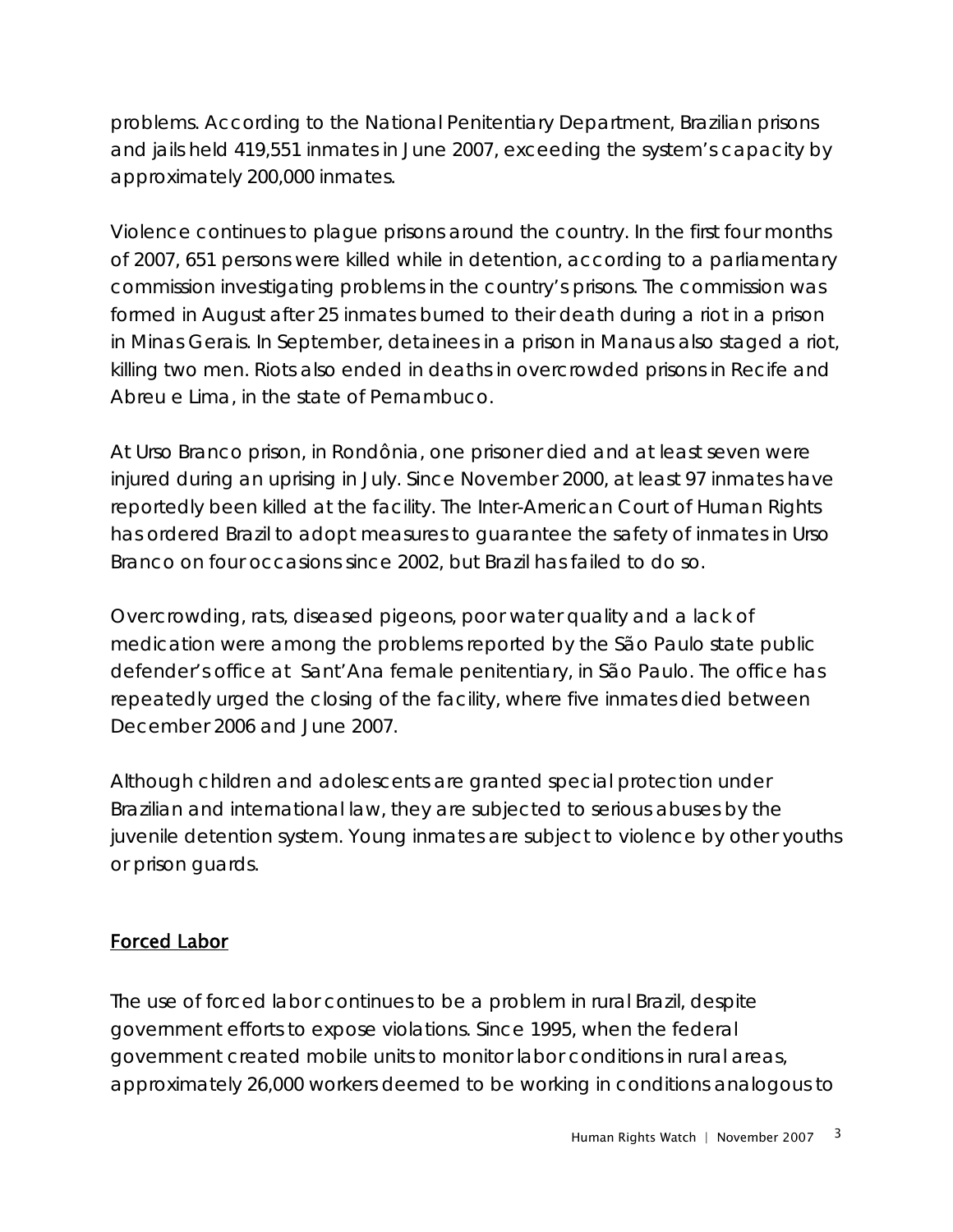problems. According to the National Penitentiary Department, Brazilian prisons and jails held 419,551 inmates in June 2007, exceeding the system's capacity by approximately 200,000 inmates.

Violence continues to plague prisons around the country. In the first four months of 2007, 651 persons were killed while in detention, according to a parliamentary commission investigating problems in the country's prisons. The commission was formed in August after 25 inmates burned to their death during a riot in a prison in Minas Gerais. In September, detainees in a prison in Manaus also staged a riot, killing two men. Riots also ended in deaths in overcrowded prisons in Recife and Abreu e Lima, in the state of Pernambuco.

At Urso Branco prison, in Rondônia, one prisoner died and at least seven were injured during an uprising in July. Since November 2000, at least 97 inmates have reportedly been killed at the facility. The Inter-American Court of Human Rights has ordered Brazil to adopt measures to guarantee the safety of inmates in Urso Branco on four occasions since 2002, but Brazil has failed to do so.

Overcrowding, rats, diseased pigeons, poor water quality and a lack of medication were among the problems reported by the São Paulo state public defender's office at Sant'Ana female penitentiary, in São Paulo. The office has repeatedly urged the closing of the facility, where five inmates died between December 2006 and June 2007.

Although children and adolescents are granted special protection under Brazilian and international law, they are subjected to serious abuses by the juvenile detention system. Young inmates are subject to violence by other youths or prison guards.

## Forced Labor

The use of forced labor continues to be a problem in rural Brazil, despite government efforts to expose violations. Since 1995, when the federal government created mobile units to monitor labor conditions in rural areas, approximately 26,000 workers deemed to be working in conditions analogous to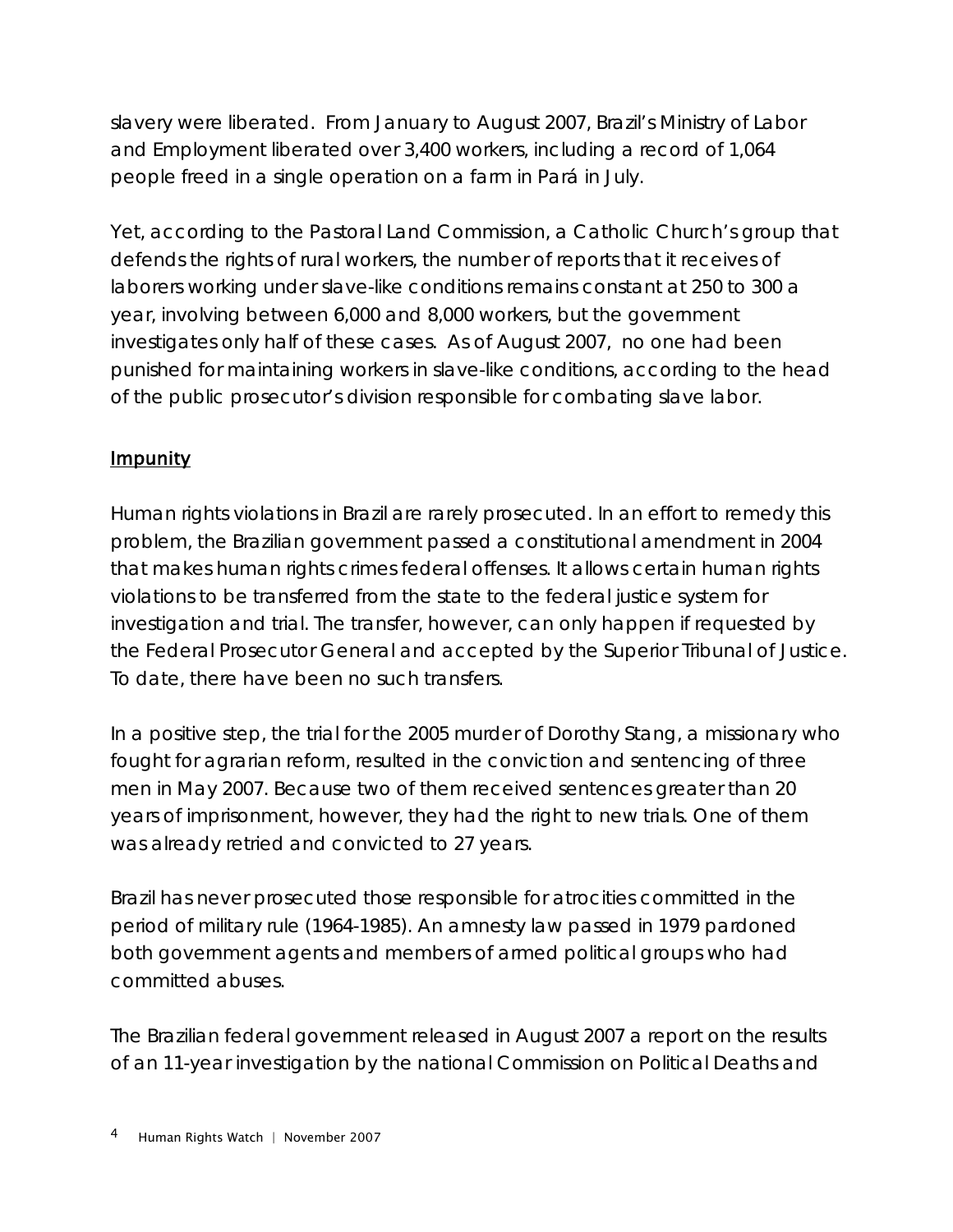slavery were liberated. From January to August 2007, Brazil's Ministry of Labor and Employment liberated over 3,400 workers, including a record of 1,064 people freed in a single operation on a farm in Pará in July.

Yet, according to the Pastoral Land Commission, a Catholic Church's group that defends the rights of rural workers, the number of reports that it receives of laborers working under slave-like conditions remains constant at 250 to 300 a year, involving between 6,000 and 8,000 workers, but the government investigates only half of these cases. As of August 2007, no one had been punished for maintaining workers in slave-like conditions, according to the head of the public prosecutor's division responsible for combating slave labor.

## Impunity

Human rights violations in Brazil are rarely prosecuted. In an effort to remedy this problem, the Brazilian government passed a constitutional amendment in 2004 that makes human rights crimes federal offenses. It allows certain human rights violations to be transferred from the state to the federal justice system for investigation and trial. The transfer, however, can only happen if requested by the Federal Prosecutor General and accepted by the Superior Tribunal of Justice. To date, there have been no such transfers.

In a positive step, the trial for the 2005 murder of Dorothy Stang, a missionary who fought for agrarian reform, resulted in the conviction and sentencing of three men in May 2007. Because two of them received sentences greater than 20 years of imprisonment, however, they had the right to new trials. One of them was already retried and convicted to 27 years.

Brazil has never prosecuted those responsible for atrocities committed in the period of military rule (1964-1985). An amnesty law passed in 1979 pardoned both government agents and members of armed political groups who had committed abuses.

The Brazilian federal government released in August 2007 a report on the results of an 11-year investigation by the national Commission on Political Deaths and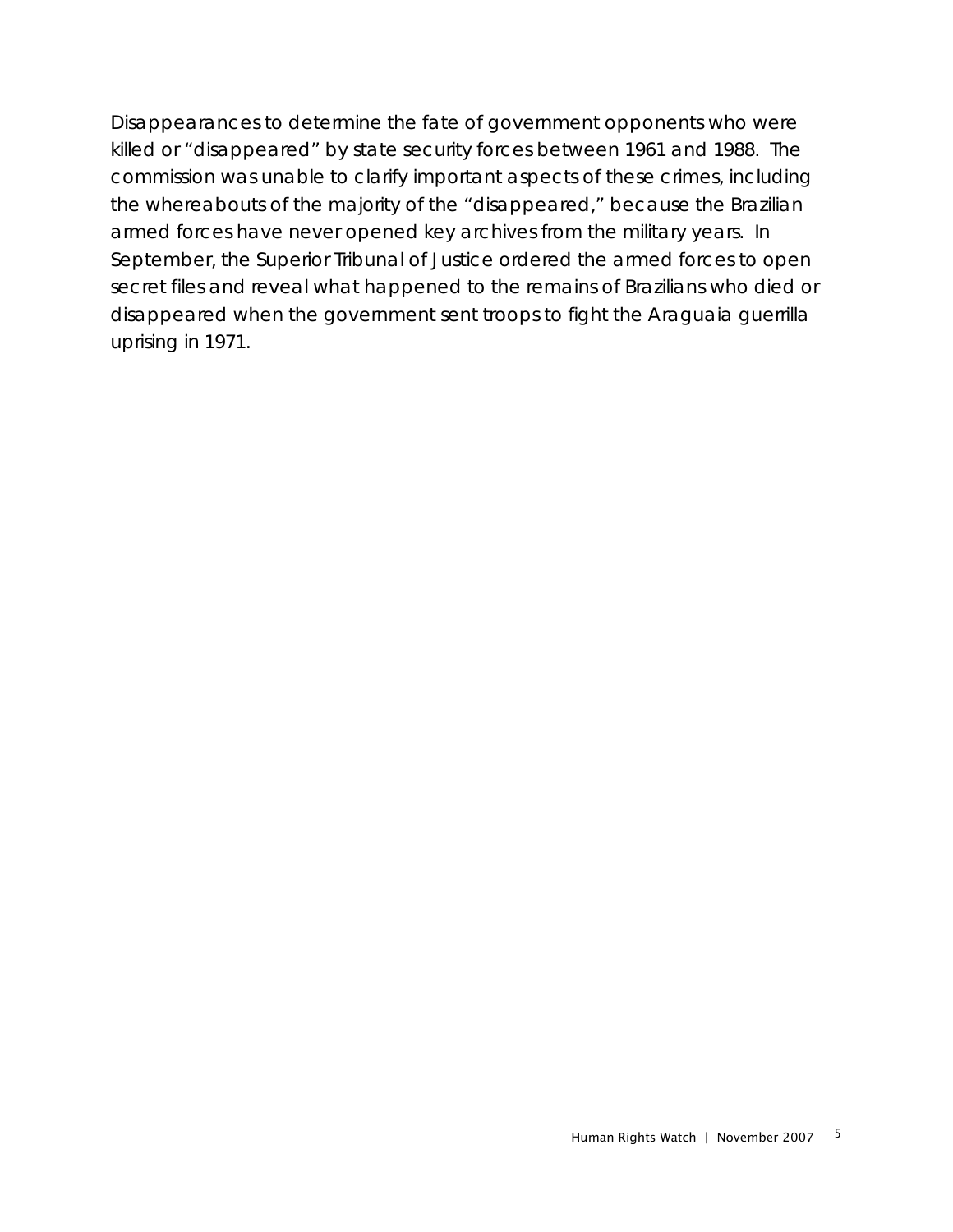Disappearances to determine the fate of government opponents who were killed or "disappeared" by state security forces between 1961 and 1988. The commission was unable to clarify important aspects of these crimes, including the whereabouts of the majority of the "disappeared," because the Brazilian armed forces have never opened key archives from the military years. In September, the Superior Tribunal of Justice ordered the armed forces to open secret files and reveal what happened to the remains of Brazilians who died or disappeared when the government sent troops to fight the Araguaia guerrilla uprising in 1971.